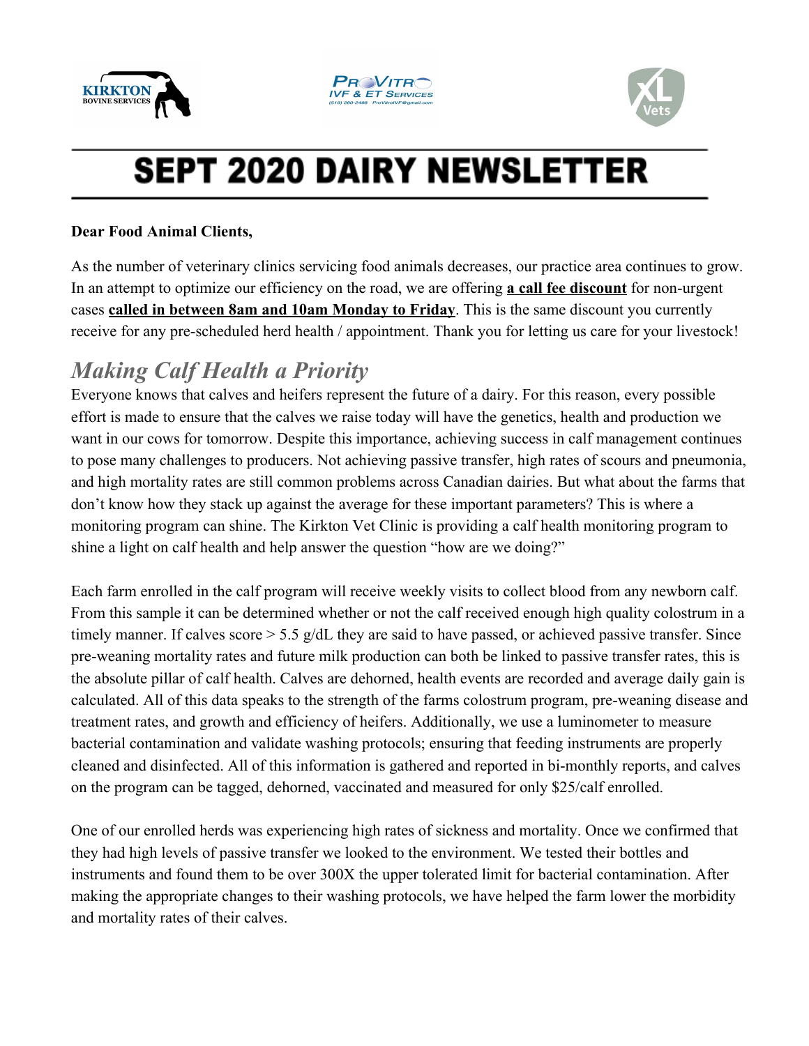# SEPT 2020 DAIRY NEWSLETTER

**Dear Food Animal Clients,**

As the number of veterinary clinics servicing food animals decreases, our practice area continues to grow. In an attempt to optimize our efficiency on the road, we are offering **a call fee discount** for non-urgent cases **called in between 8am and 10am Monday to Friday**. This is the same discount you currently receive for any pre-scheduled herd health / appointment. Thank you for letting us care for your livestock!

## *Making Calf Health a Priority*

Everyone knows that calves and heifers represent the future of a dairy. For this reason, every possible effort is made to ensure that the calves we raise today will have the genetics, health and production we want in our cows for tomorrow. Despite this importance, achieving success in calf management continues to pose many challenges to producers. Not achieving passive transfer, high rates of scours and pneumonia, and high mortality rates are still common problems across Canadian dairies. But what about the farms that don't know how they stack up against the average for these important parameters? This is where a monitoring program can shine. The Kirkton Vet Clinic is providing a calf health monitoring program to shine a light on calf health and help answer the question "how are we doing?"

Each farm enrolled in the calf program will receive weekly visits to collect blood from any newborn calf. From this sample it can be determined whether or not the calf received enough high quality colostrum in a timely manner. If calves score > 5.5 g/dL they are said to have passed, or achieved passive transfer. Since pre-weaning mortality rates and future milk production can both be linked to passive transfer rates, this is the absolute pillar of calf health. Calves are dehorned, health events are recorded and average daily gain is calculated. All of this data speaks to the strength of the farms colostrum program, pre-weaning disease and treatment rates, and growth and efficiency of heifers. Additionally, we use a luminometer to measure bacterial contamination and validate washing protocols; ensuring that feeding instruments are properly cleaned and disinfected. All of this information is gathered and reported in bi-monthly reports, and calves on the program can be tagged, dehorned, vaccinated and measured for only $25/calf enrolled.

One of our enrolled herds was experiencing high rates of sickness and mortality. Once we confirmed that they had high levels of passive transfer we looked to the environment. We tested their bottles and instruments and found them to be over 300X the upper tolerated limit for bacterial contamination. After making the appropriate changes to their washing protocols, we have helped the farm lower the morbidity and mortality rates of their calves.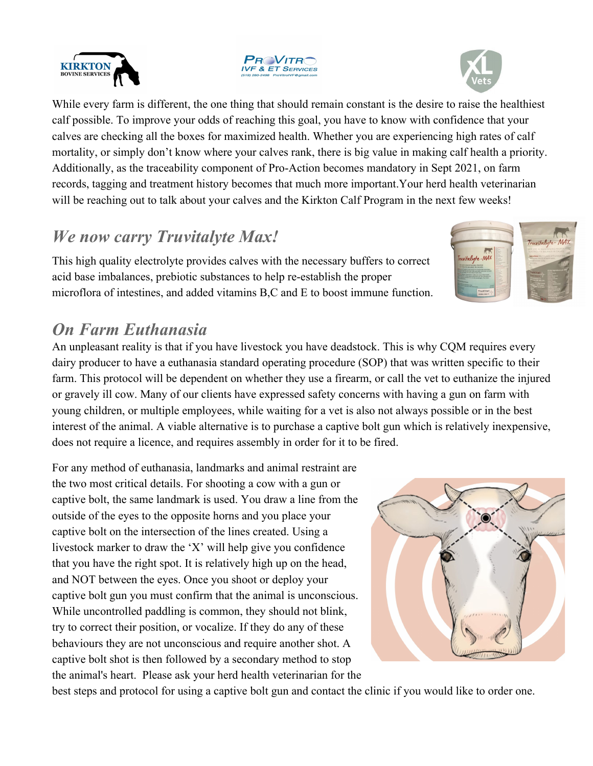While every farm is different, the one thing that should remain constant is the desire to raise the healthiest calf possible. To improve your odds of reaching this goal, you have to know with confidence that your calves are checking all the boxes for maximized health. Whether you are experiencing high rates of calf mortality, or simply don't know where your calves rank, there is big value in making calf health a priority. Additionally, as the traceability component of Pro-Action becomes mandatory in Sept 2021, on farm records, tagging and treatment history becomes that much more important.Your herd health veterinarian will be reaching out to talk about your calves and the Kirkton Calf Program in the next few weeks!

## *We now carry Truvitalyte Max!*

This high quality electrolyte provides calves with the necessary buffers to correct acid base imbalances, prebiotic substances to help re-establish the proper microflora of intestines, and added vitamins B,C and E to boost immune function.

## *On Farm Euthanasia*

An unpleasant reality is that if you have livestock you have deadstock. This is why CQM requires every dairy producer to have a euthanasia standard operating procedure (SOP) that was written specific to their farm. This protocol will be dependent on whether they use a firearm, or call the vet to euthanize the injured or gravely ill cow. Many of our clients have expressed safety concerns with having a gun on farm with young children, or multiple employees, while waiting for a vet is also not always possible or in the best interest of the animal. A viable alternative is to purchase a captive bolt gun which is relatively inexpensive, does not require a licence, and requires assembly in order for it to be fired.

For any method of euthanasia, landmarks and animal restraint are the two most critical details. For shooting a cow with a gun or captive bolt, the same landmark is used. You draw a line from the outside of the eyes to the opposite horns and you place your captive bolt on the intersection of the lines created. Using a livestock marker to draw the 'X' will help give you confidence that you have the right spot. It is relatively high up on the head, and NOT between the eyes. Once you shoot or deploy your captive bolt gun you must confirm that the animal is unconscious. While uncontrolled paddling is common, they should not blink, try to correct their position, or vocalize. If they do any of these behaviours they are not unconscious and require another shot. A captive bolt shot is then followed by a secondary method to stop the animal's heart. Please ask your herd health veterinarian for the best steps and protocol for using a captive bolt gun and contact the clinic if you would like to order one.